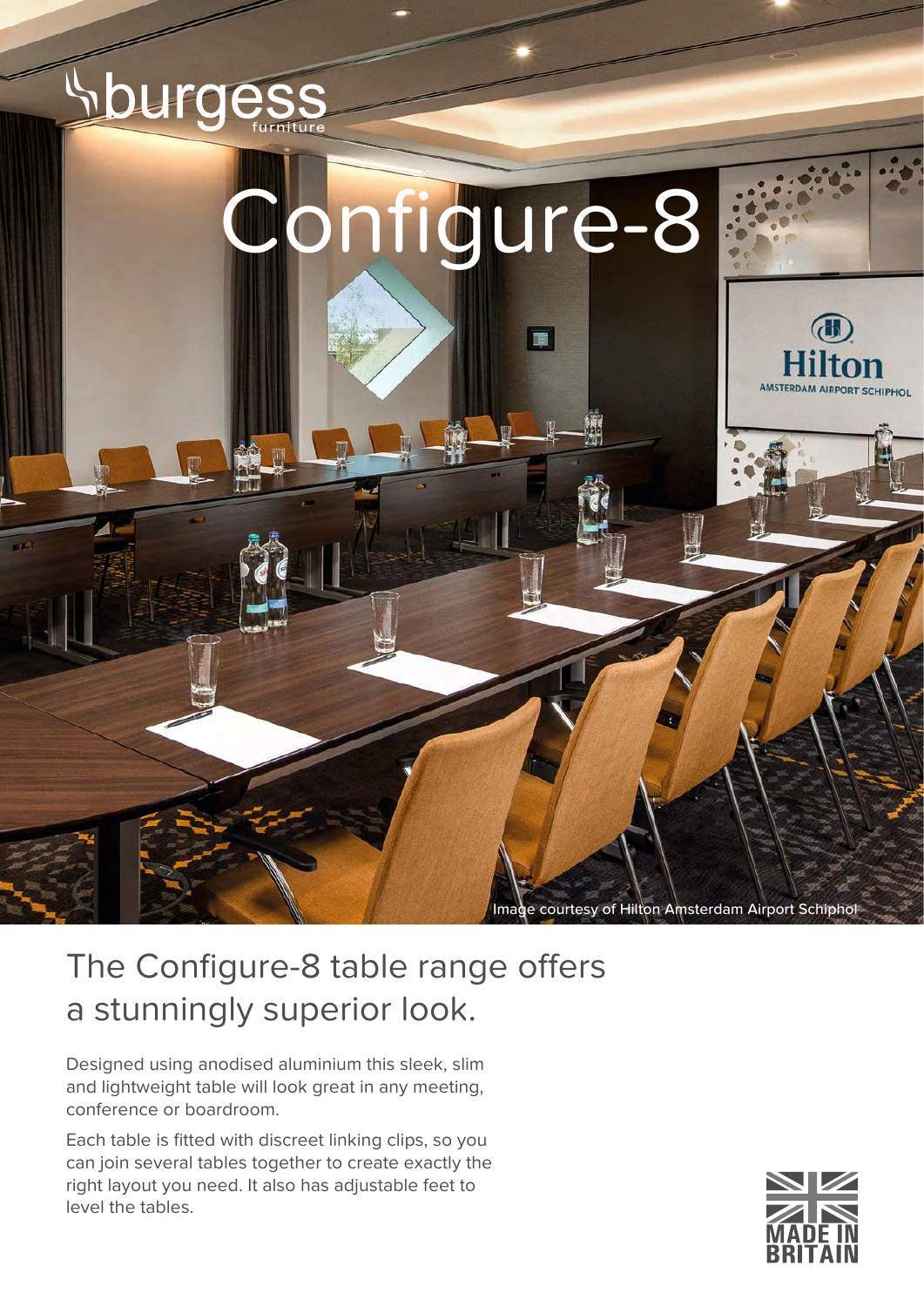burgess furniture

# Configure-8

Image courtesy of Hilton Amsterdam Airport Schiphol

## The Configure-8 table range offers a stunningly superior look.

Designed using anodised aluminium this sleek, slim and lightweight table will look great in any meeting, conference or boardroom.

Each table is fitted with discreet linking clips, so you can join several tables together to create exactly the right layout you need. It also has adjustable feet to level the tables.

MADE IN BRITAIN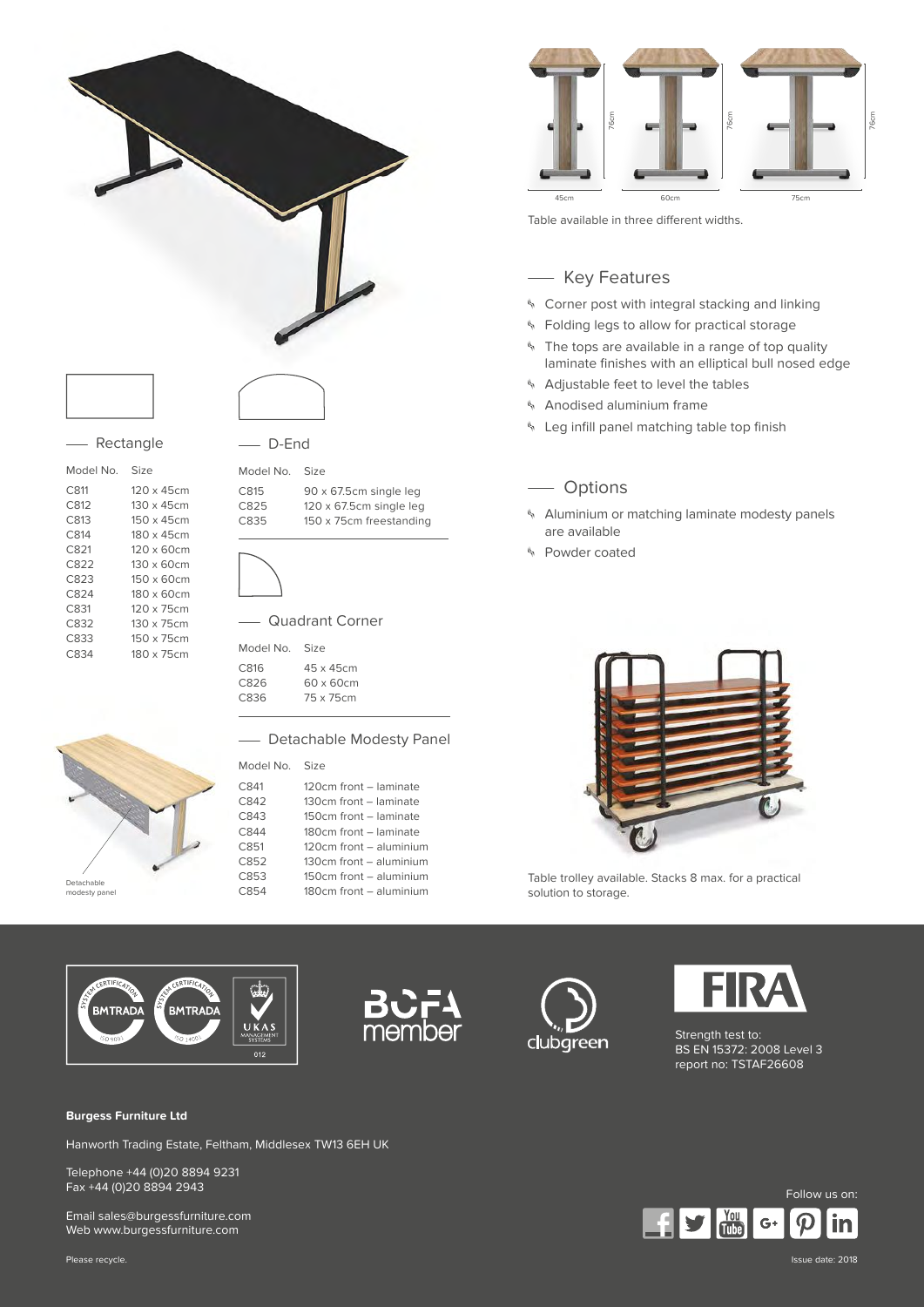## Rectangle

| Model No. | Size |
| --- | --- |
| C811 | 120 x 45cm |
| C812 | 130 x 45cm |
| C813 | 150 x 45cm |
| C814 | 180 x 45cm |
| C821 | 120 x 60cm |
| C822 | 130 x 60cm |
| C823 | 150 x 60cm |
| C824 | 180 x 60cm |
| C831 | 120 x 75cm |
| C832 | 130 x 75cm |
| C833 | 150 x 75cm |
| C834 | 180 x 75cm |

## D-End

| Model No. | Size |
| --- | --- |
| C815 | 90 x 67.5cm single leg |
| C825 | 120 x 67.5cm single leg |
| C835 | 150 x 75cm freestanding |

## Quadrant Corner

| Model No. | Size |
| --- | --- |
| C816 | 45 x 45cm |
| C826 | 60 x 60cm |
| C836 | 75 x 75cm |

## Detachable Modesty Panel

| Model No. | Size |
| --- | --- |
| C841 | 120cm front – laminate |
| C842 | 130cm front – laminate |
| C843 | 150cm front – laminate |
| C844 | 180cm front – laminate |
| C851 | 120cm front – aluminium |
| C852 | 130cm front – aluminium |
| C853 | 150cm front – aluminium |
| C854 | 180cm front – aluminium |

Detachable modesty panel

76cm 76cm 76cm

45cm 60cm 75cm

Table available in three different widths.

## Key Features

- Corner post with integral stacking and linking
- Folding legs to allow for practical storage
- The tops are available in a range of top quality laminate finishes with an elliptical bull nosed edge
- Adjustable feet to level the tables
- Anodised aluminium frame
- Leg infill panel matching table top finish

## Options

- Aluminium or matching laminate modesty panels are available
- Powder coated

Table trolley available. Stacks 8 max. for a practical solution to storage.

BCFA member

clubgreen

FIRA

Strength test to:
BS EN 15372: 2008 Level 3
report no: TSTAF26608

**Burgess Furniture Ltd**

Hanworth Trading Estate, Feltham, Middlesex TW13 6EH UK

Telephone +44 (0)20 8894 9231
Fax +44 (0)20 8894 2943

Email sales@burgessfurniture.com
Web www.burgessfurniture.com

Follow us on:

Please recycle.

Issue date: 2018